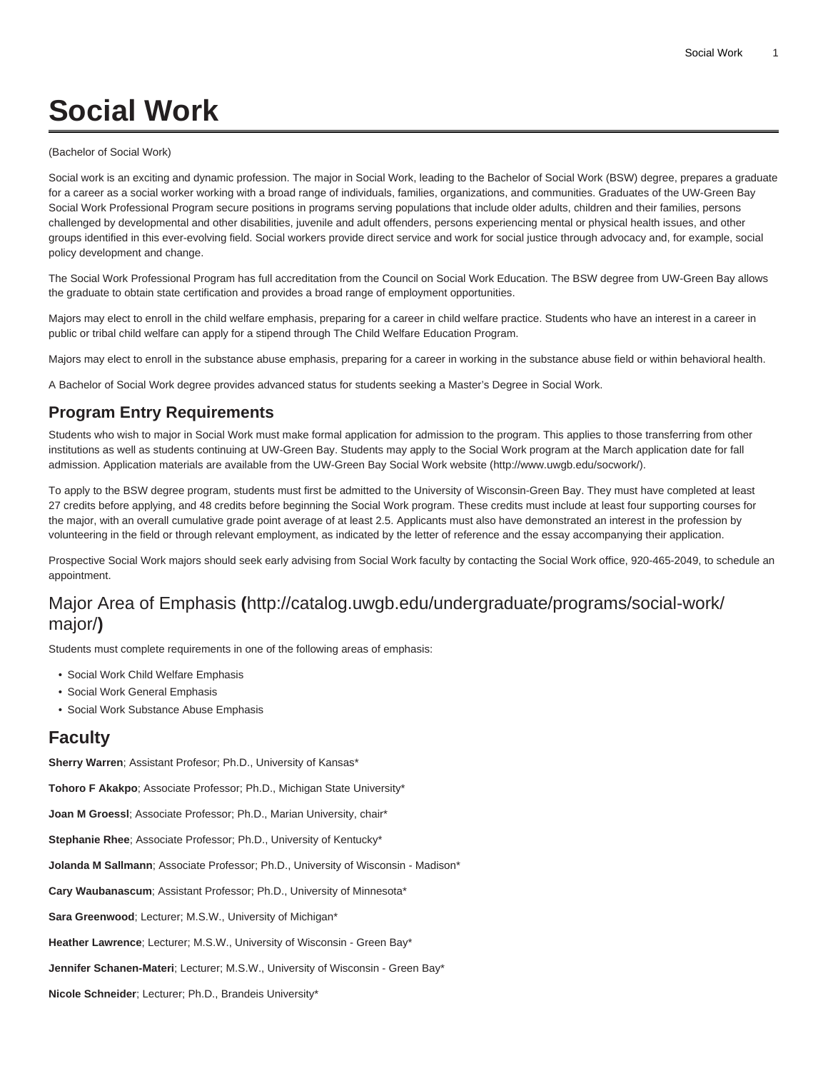# Social Work

(Bachelor of Social Work)

Social work is an exciting and dynamic profession. The major in Social Work, leading to the Bachelor of Social Work (BSW) degree, prepares a graduate for a career as a social worker working with a broad range of individuals, families, organizations, and communities. Graduates of the UW-Green Bay Social Work Professional Program secure positions in programs serving populations that include older adults, children and their families, persons challenged by developmental and other disabilities, juvenile and adult offenders, persons experiencing mental or physical health issues, and other groups identified in this ever-evolving field. Social workers provide direct service and work for social justice through advocacy and, for example, social policy development and change.

The Social Work Professional Program has full accreditation from the Council on Social Work Education. The BSW degree from UW-Green Bay allows the graduate to obtain state certification and provides a broad range of employment opportunities.

Majors may elect to enroll in the child welfare emphasis, preparing for a career in child welfare practice. Students who have an interest in a career in public or tribal child welfare can apply for a stipend through The Child Welfare Education Program.

Majors may elect to enroll in the substance abuse emphasis, preparing for a career in working in the substance abuse field or within behavioral health.

A Bachelor of Social Work degree provides advanced status for students seeking a Master's Degree in Social Work.

## Program Entry Requirements

Students who wish to major in Social Work must make formal application for admission to the program. This applies to those transferring from other institutions as well as students continuing at UW-Green Bay. Students may apply to the Social Work program at the March application date for fall admission. Application materials are available from the UW-Green Bay Social Work website (http://www.uwgb.edu/socwork/).

To apply to the BSW degree program, students must first be admitted to the University of Wisconsin-Green Bay. They must have completed at least 27 credits before applying, and 48 credits before beginning the Social Work program. These credits must include at least four supporting courses for the major, with an overall cumulative grade point average of at least 2.5. Applicants must also have demonstrated an interest in the profession by volunteering in the field or through relevant employment, as indicated by the letter of reference and the essay accompanying their application.

Prospective Social Work majors should seek early advising from Social Work faculty by contacting the Social Work office, 920-465-2049, to schedule an appointment.

## Major Area of Emphasis **(**http://catalog.uwgb.edu/undergraduate/programs/social-work/major/**)**

Students must complete requirements in one of the following areas of emphasis:

- Social Work Child Welfare Emphasis
- Social Work General Emphasis
- Social Work Substance Abuse Emphasis

## Faculty

**Sherry Warren**; Assistant Profesor; Ph.D., University of Kansas*

**Tohoro F Akakpo**; Associate Professor; Ph.D., Michigan State University*

**Joan M Groessl**; Associate Professor; Ph.D., Marian University, chair*

**Stephanie Rhee**; Associate Professor; Ph.D., University of Kentucky*

**Jolanda M Sallmann**; Associate Professor; Ph.D., University of Wisconsin - Madison*

**Cary Waubanascum**; Assistant Professor; Ph.D., University of Minnesota*

**Sara Greenwood**; Lecturer; M.S.W., University of Michigan*

**Heather Lawrence**; Lecturer; M.S.W., University of Wisconsin - Green Bay*

**Jennifer Schanen-Materi**; Lecturer; M.S.W., University of Wisconsin - Green Bay*

**Nicole Schneider**; Lecturer; Ph.D., Brandeis University*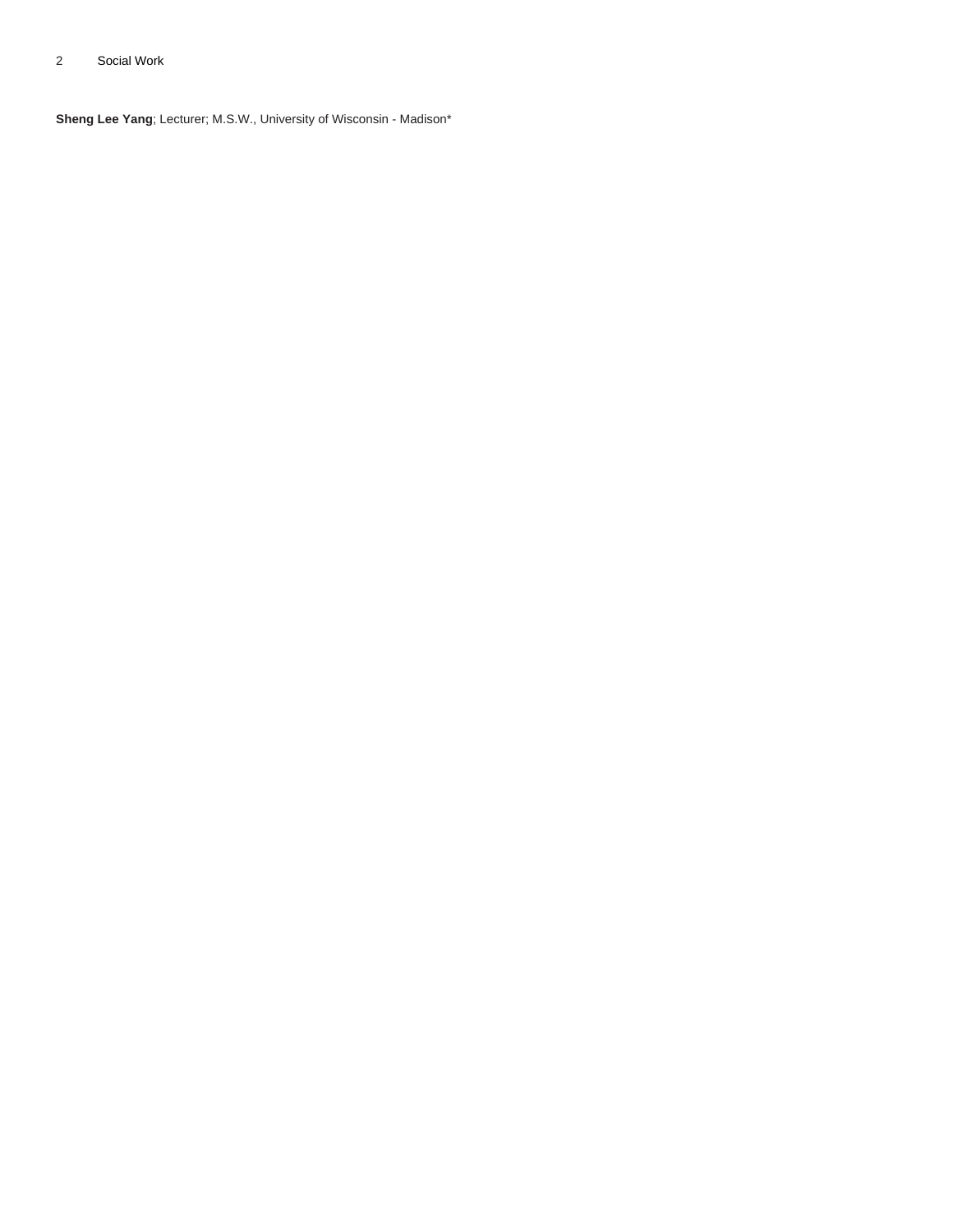**Sheng Lee Yang**; Lecturer; M.S.W., University of Wisconsin - Madison*